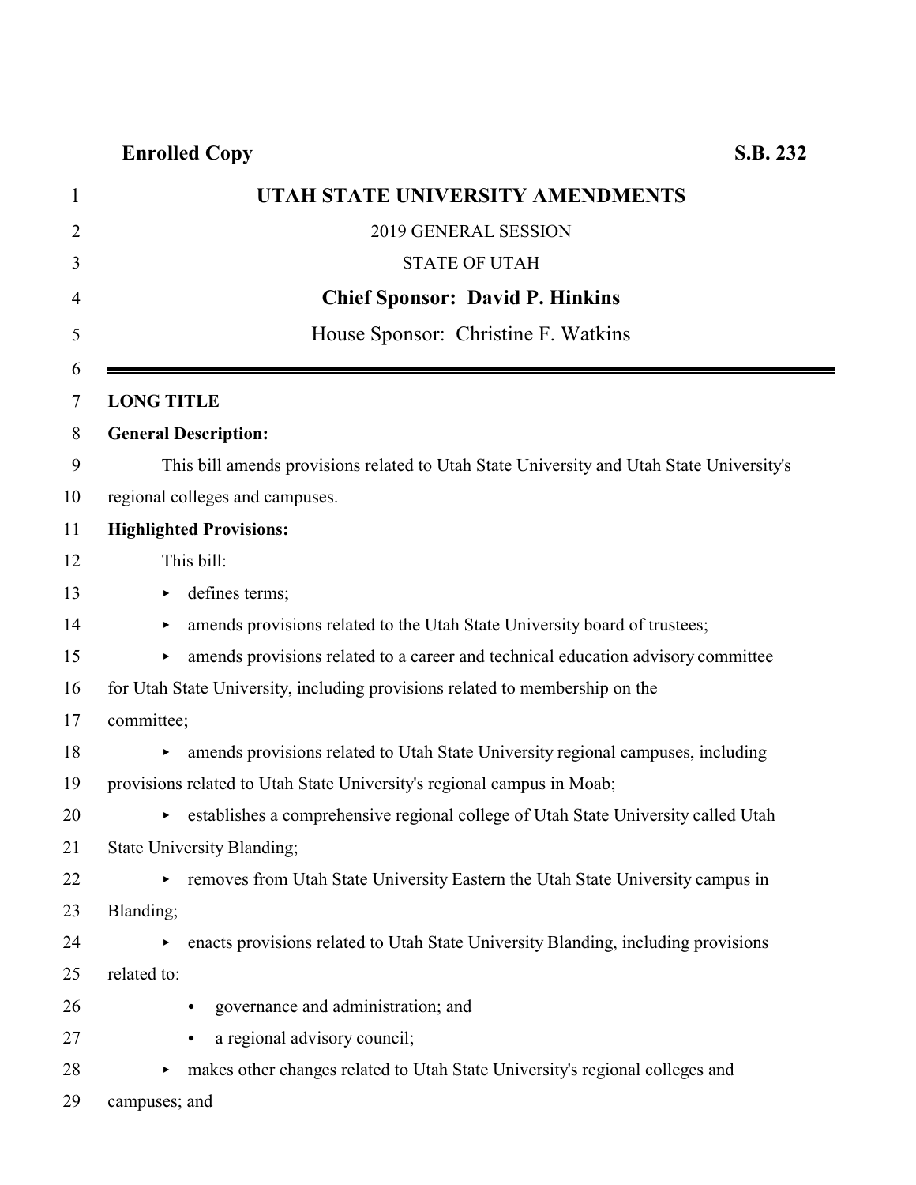**Enrolled Copy** **S.B. 232**

# UTAH STATE UNIVERSITY AMENDMENTS

2019 GENERAL SESSION

STATE OF UTAH

**Chief Sponsor: David P. Hinkins**

House Sponsor: Christine F. Watkins

---

**LONG TITLE**

**General Description:**

This bill amends provisions related to Utah State University and Utah State University's regional colleges and campuses.

**Highlighted Provisions:**

This bill:

- defines terms;
- amends provisions related to the Utah State University board of trustees;
- amends provisions related to a career and technical education advisory committee for Utah State University, including provisions related to membership on the committee;
- amends provisions related to Utah State University regional campuses, including provisions related to Utah State University's regional campus in Moab;
- establishes a comprehensive regional college of Utah State University called Utah State University Blanding;
- removes from Utah State University Eastern the Utah State University campus in Blanding;
- enacts provisions related to Utah State University Blanding, including provisions related to:
  - governance and administration; and
  - a regional advisory council;
- makes other changes related to Utah State University's regional colleges and campuses; and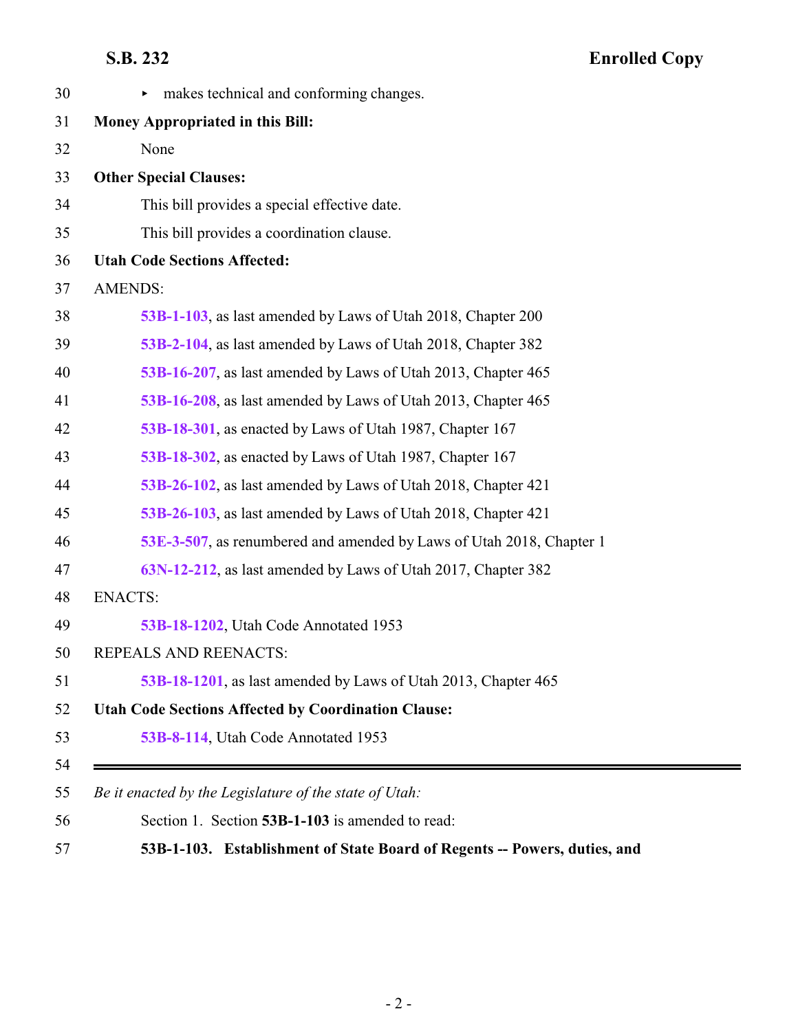- makes technical and conforming changes.

**Money Appropriated in this Bill:**

None

**Other Special Clauses:**

This bill provides a special effective date.

This bill provides a coordination clause.

**Utah Code Sections Affected:**

AMENDS:

**53B-1-103**, as last amended by Laws of Utah 2018, Chapter 200

**53B-2-104**, as last amended by Laws of Utah 2018, Chapter 382

**53B-16-207**, as last amended by Laws of Utah 2013, Chapter 465

**53B-16-208**, as last amended by Laws of Utah 2013, Chapter 465

**53B-18-301**, as enacted by Laws of Utah 1987, Chapter 167

**53B-18-302**, as enacted by Laws of Utah 1987, Chapter 167

**53B-26-102**, as last amended by Laws of Utah 2018, Chapter 421

**53B-26-103**, as last amended by Laws of Utah 2018, Chapter 421

**53E-3-507**, as renumbered and amended by Laws of Utah 2018, Chapter 1

**63N-12-212**, as last amended by Laws of Utah 2017, Chapter 382

ENACTS:

**53B-18-1202**, Utah Code Annotated 1953

REPEALS AND REENACTS:

**53B-18-1201**, as last amended by Laws of Utah 2013, Chapter 465

**Utah Code Sections Affected by Coordination Clause:**

**53B-8-114**, Utah Code Annotated 1953

---

*Be it enacted by the Legislature of the state of Utah:*

Section 1. Section **53B-1-103** is amended to read:

**53B-1-103. Establishment of State Board of Regents -- Powers, duties, and**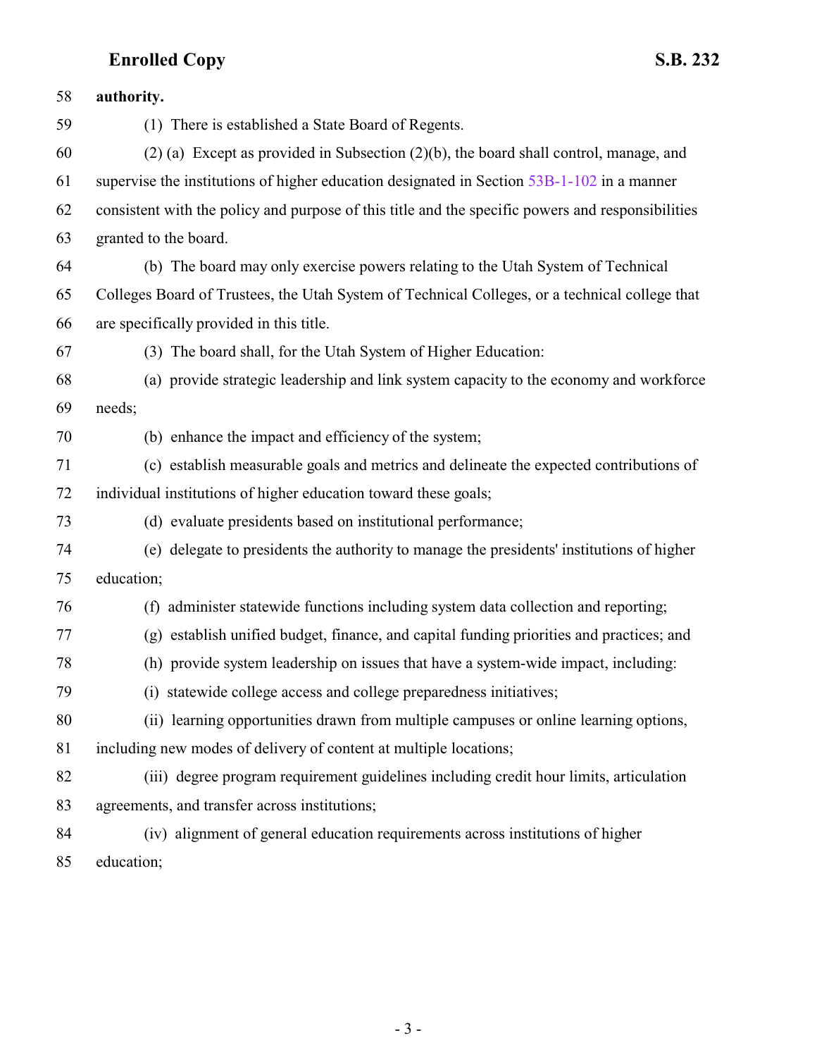**authority.**

(1) There is established a State Board of Regents.

(2) (a) Except as provided in Subsection (2)(b), the board shall control, manage, and supervise the institutions of higher education designated in Section 53B-1-102 in a manner consistent with the policy and purpose of this title and the specific powers and responsibilities granted to the board.

(b) The board may only exercise powers relating to the Utah System of Technical Colleges Board of Trustees, the Utah System of Technical Colleges, or a technical college that are specifically provided in this title.

(3) The board shall, for the Utah System of Higher Education:

(a) provide strategic leadership and link system capacity to the economy and workforce needs;

(b) enhance the impact and efficiency of the system;

(c) establish measurable goals and metrics and delineate the expected contributions of individual institutions of higher education toward these goals;

(d) evaluate presidents based on institutional performance;

(e) delegate to presidents the authority to manage the presidents' institutions of higher education;

(f) administer statewide functions including system data collection and reporting;

(g) establish unified budget, finance, and capital funding priorities and practices; and

(h) provide system leadership on issues that have a system-wide impact, including:

(i) statewide college access and college preparedness initiatives;

(ii) learning opportunities drawn from multiple campuses or online learning options, including new modes of delivery of content at multiple locations;

(iii) degree program requirement guidelines including credit hour limits, articulation agreements, and transfer across institutions;

(iv) alignment of general education requirements across institutions of higher education;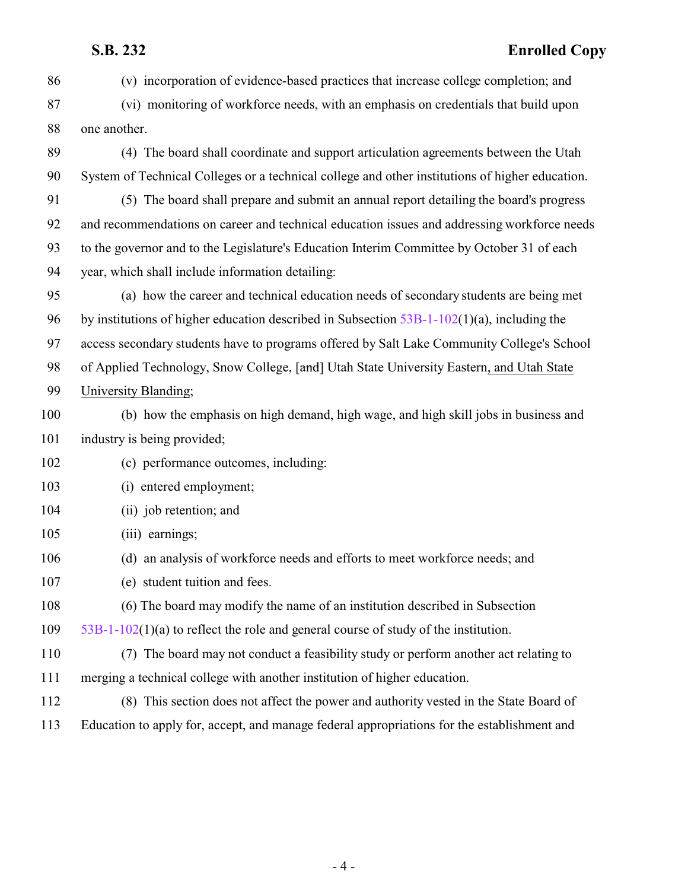(v) incorporation of evidence-based practices that increase college completion; and

(vi) monitoring of workforce needs, with an emphasis on credentials that build upon one another.

(4) The board shall coordinate and support articulation agreements between the Utah System of Technical Colleges or a technical college and other institutions of higher education.

(5) The board shall prepare and submit an annual report detailing the board's progress and recommendations on career and technical education issues and addressing workforce needs to the governor and to the Legislature's Education Interim Committee by October 31 of each year, which shall include information detailing:

(a) how the career and technical education needs of secondary students are being met by institutions of higher education described in Subsection 53B-1-102(1)(a), including the access secondary students have to programs offered by Salt Lake Community College's School of Applied Technology, Snow College, [~~and~~] Utah State University Eastern, and Utah State University Blanding;

(b) how the emphasis on high demand, high wage, and high skill jobs in business and industry is being provided;

(c) performance outcomes, including:

(i) entered employment;

(ii) job retention; and

(iii) earnings;

(d) an analysis of workforce needs and efforts to meet workforce needs; and

(e) student tuition and fees.

(6) The board may modify the name of an institution described in Subsection 53B-1-102(1)(a) to reflect the role and general course of study of the institution.

(7) The board may not conduct a feasibility study or perform another act relating to merging a technical college with another institution of higher education.

(8) This section does not affect the power and authority vested in the State Board of Education to apply for, accept, and manage federal appropriations for the establishment and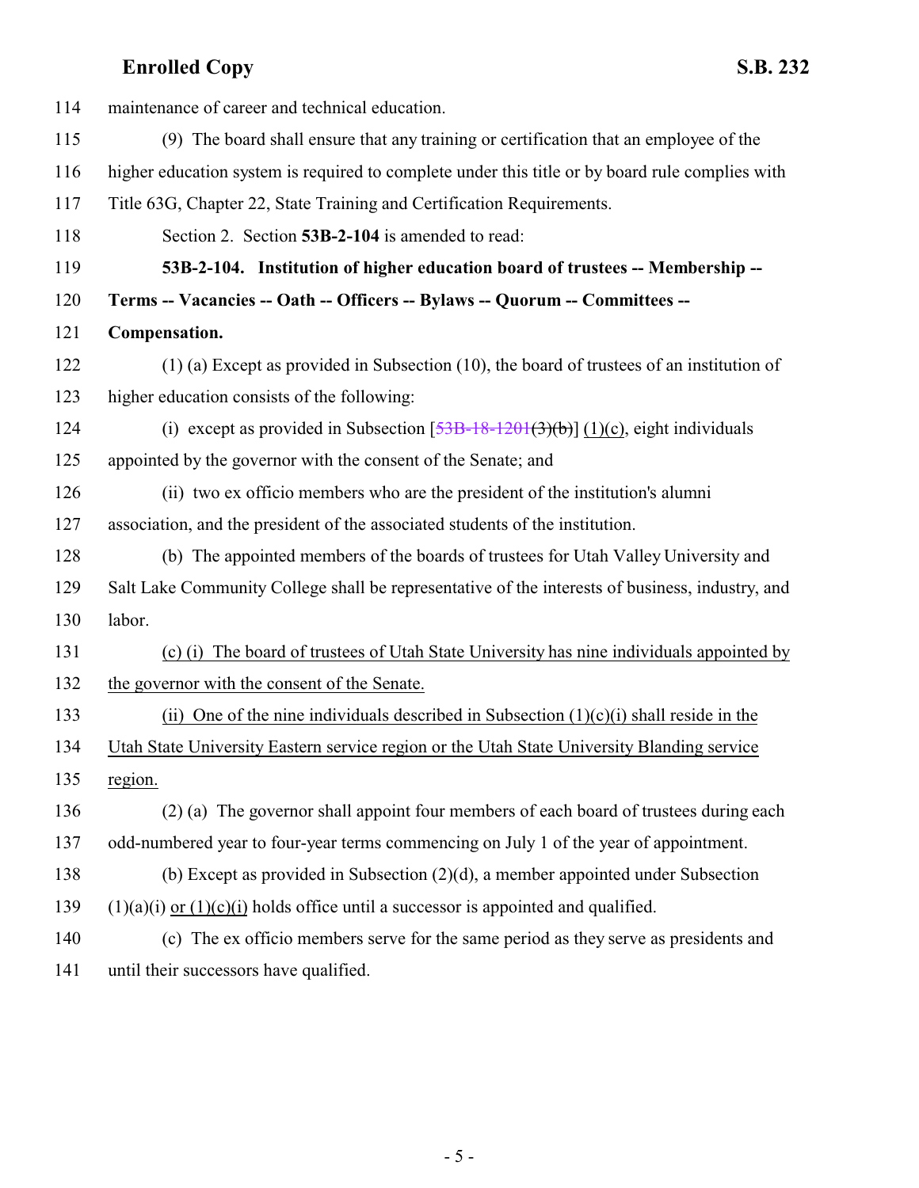114 maintenance of career and technical education.

115 (9) The board shall ensure that any training or certification that an employee of the
116 higher education system is required to complete under this title or by board rule complies with
117 Title 63G, Chapter 22, State Training and Certification Requirements.

118 Section 2. Section **53B-2-104** is amended to read:

119 **53B-2-104. Institution of higher education board of trustees -- Membership --**
120 **Terms -- Vacancies -- Oath -- Officers -- Bylaws -- Quorum -- Committees --**
121 **Compensation.**

122 (1) (a) Except as provided in Subsection (10), the board of trustees of an institution of
123 higher education consists of the following:

124 (i) except as provided in Subsection [~~53B-18-1201(3)(b)~~] <u>(1)(c)</u>, eight individuals
125 appointed by the governor with the consent of the Senate; and

126 (ii) two ex officio members who are the president of the institution's alumni
127 association, and the president of the associated students of the institution.

128 (b) The appointed members of the boards of trustees for Utah Valley University and
129 Salt Lake Community College shall be representative of the interests of business, industry, and
130 labor.

131 <u>(c) (i) The board of trustees of Utah State University has nine individuals appointed by</u>
132 <u>the governor with the consent of the Senate.</u>

133 <u>(ii) One of the nine individuals described in Subsection (1)(c)(i) shall reside in the</u>
134 <u>Utah State University Eastern service region or the Utah State University Blanding service</u>
135 <u>region.</u>

136 (2) (a) The governor shall appoint four members of each board of trustees during each
137 odd-numbered year to four-year terms commencing on July 1 of the year of appointment.

138 (b) Except as provided in Subsection (2)(d), a member appointed under Subsection
139 (1)(a)(i) <u>or (1)(c)(i)</u> holds office until a successor is appointed and qualified.

140 (c) The ex officio members serve for the same period as they serve as presidents and
141 until their successors have qualified.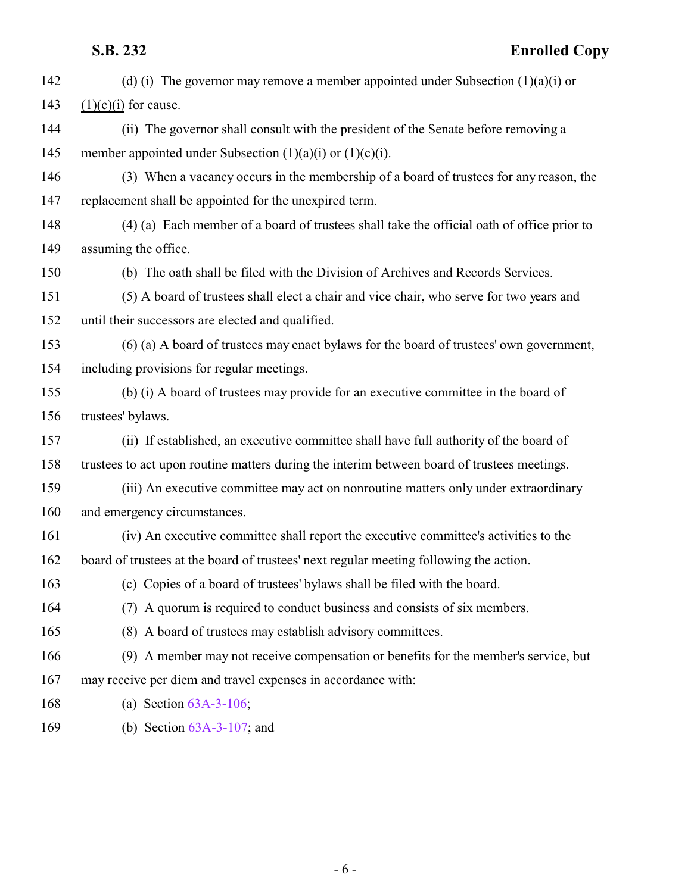(d) (i) The governor may remove a member appointed under Subsection (1)(a)(i) or (1)(c)(i) for cause.

(ii) The governor shall consult with the president of the Senate before removing a member appointed under Subsection (1)(a)(i) or (1)(c)(i).

(3) When a vacancy occurs in the membership of a board of trustees for any reason, the replacement shall be appointed for the unexpired term.

(4) (a) Each member of a board of trustees shall take the official oath of office prior to assuming the office.

(b) The oath shall be filed with the Division of Archives and Records Services.

(5) A board of trustees shall elect a chair and vice chair, who serve for two years and until their successors are elected and qualified.

(6) (a) A board of trustees may enact bylaws for the board of trustees' own government, including provisions for regular meetings.

(b) (i) A board of trustees may provide for an executive committee in the board of trustees' bylaws.

(ii) If established, an executive committee shall have full authority of the board of trustees to act upon routine matters during the interim between board of trustees meetings.

(iii) An executive committee may act on nonroutine matters only under extraordinary and emergency circumstances.

(iv) An executive committee shall report the executive committee's activities to the board of trustees at the board of trustees' next regular meeting following the action.

(c) Copies of a board of trustees' bylaws shall be filed with the board.

(7) A quorum is required to conduct business and consists of six members.

(8) A board of trustees may establish advisory committees.

(9) A member may not receive compensation or benefits for the member's service, but may receive per diem and travel expenses in accordance with:

(a) Section 63A-3-106;

(b) Section 63A-3-107; and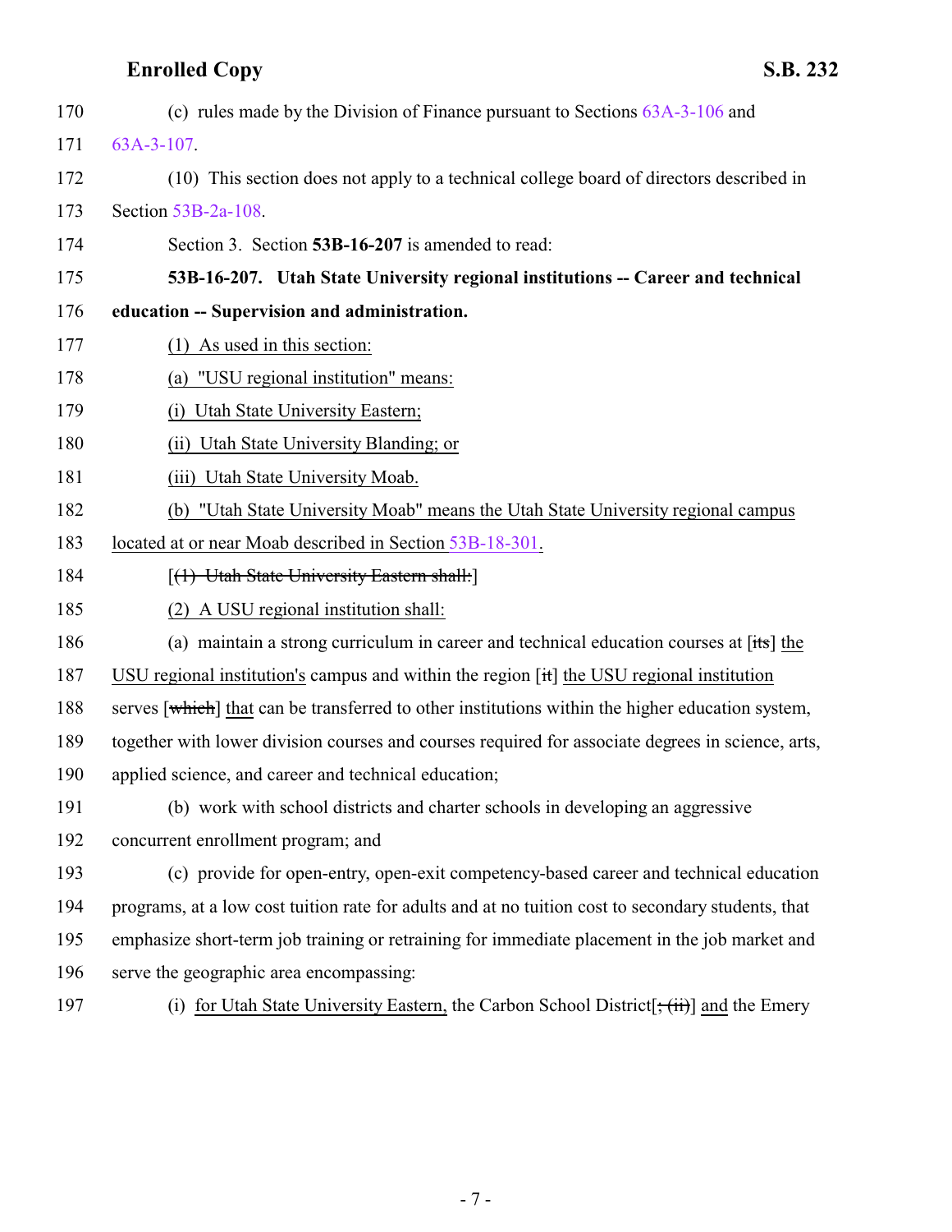170 (c) rules made by the Division of Finance pursuant to Sections 63A-3-106 and
171 63A-3-107.

172 (10) This section does not apply to a technical college board of directors described in
173 Section 53B-2a-108.

174 Section 3. Section **53B-16-207** is amended to read:

175 **53B-16-207. Utah State University regional institutions -- Career and technical**
176 **education -- Supervision and administration.**

177 (1) As used in this section:

178 (a) "USU regional institution" means:

179 (i) Utah State University Eastern;

180 (ii) Utah State University Blanding; or

181 (iii) Utah State University Moab.

182 (b) "Utah State University Moab" means the Utah State University regional campus
183 located at or near Moab described in Section 53B-18-301.

184 [~~(1) Utah State University Eastern shall:~~]

185 (2) A USU regional institution shall:

186 (a) maintain a strong curriculum in career and technical education courses at [~~its~~] the
187 USU regional institution's campus and within the region [~~it~~] the USU regional institution
188 serves [~~which~~] that can be transferred to other institutions within the higher education system,
189 together with lower division courses and courses required for associate degrees in science, arts,
190 applied science, and career and technical education;

191 (b) work with school districts and charter schools in developing an aggressive
192 concurrent enrollment program; and

193 (c) provide for open-entry, open-exit competency-based career and technical education
194 programs, at a low cost tuition rate for adults and at no tuition cost to secondary students, that
195 emphasize short-term job training or retraining for immediate placement in the job market and
196 serve the geographic area encompassing:

197 (i) for Utah State University Eastern, the Carbon School District[~~; (ii)~~] and the Emery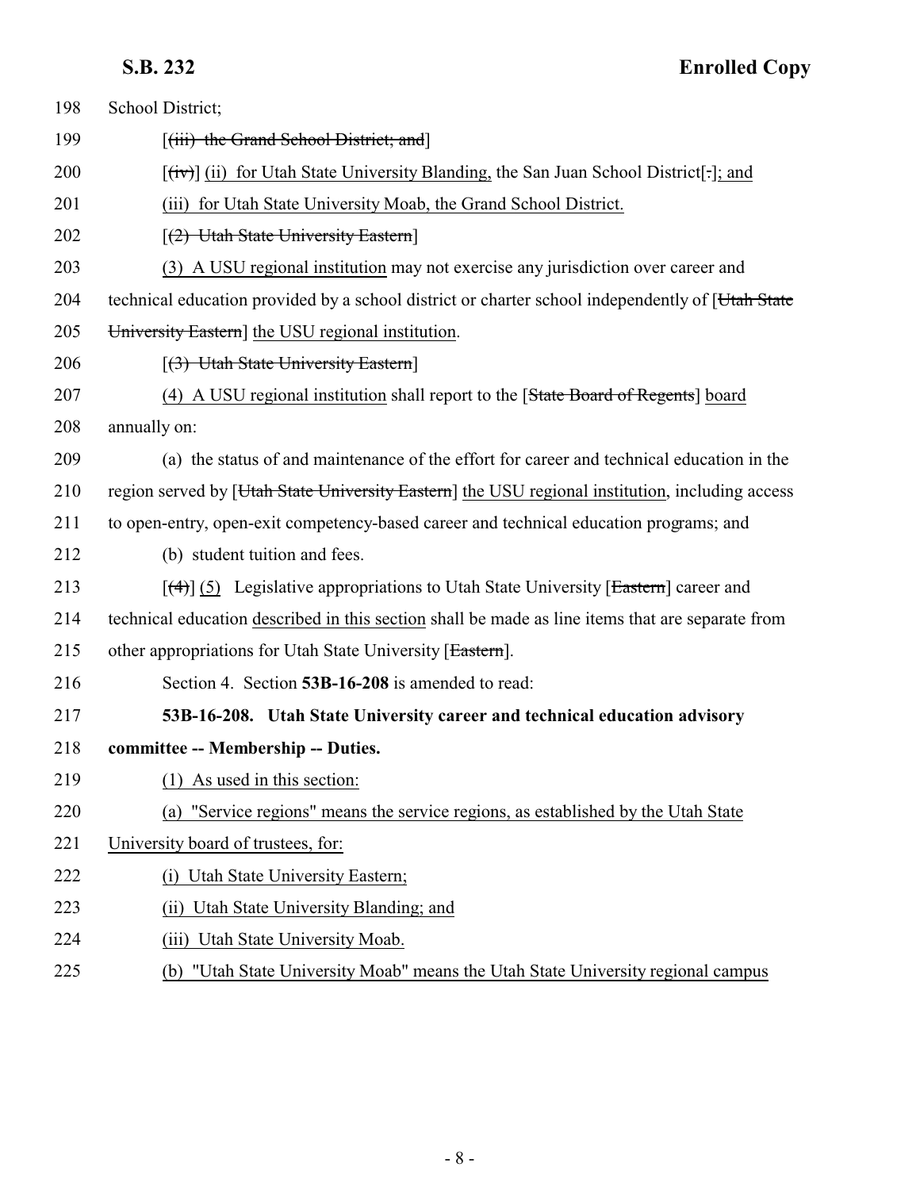198 School District;

199 [(iii) the Grand School District; and]

200 [(iv)] (ii) for Utah State University Blanding, the San Juan School District[.]; and

201 (iii) for Utah State University Moab, the Grand School District.

202 [(2) Utah State University Eastern]

203 (3) A USU regional institution may not exercise any jurisdiction over career and

204 technical education provided by a school district or charter school independently of [Utah State

205 University Eastern] the USU regional institution.

206 [(3) Utah State University Eastern]

207 (4) A USU regional institution shall report to the [State Board of Regents] board

208 annually on:

209 (a) the status of and maintenance of the effort for career and technical education in the

210 region served by [Utah State University Eastern] the USU regional institution, including access

211 to open-entry, open-exit competency-based career and technical education programs; and

212 (b) student tuition and fees.

213 [(4)] (5) Legislative appropriations to Utah State University [Eastern] career and

214 technical education described in this section shall be made as line items that are separate from

215 other appropriations for Utah State University [Eastern].

216 Section 4. Section **53B-16-208** is amended to read:

217 **53B-16-208. Utah State University career and technical education advisory**

218 **committee -- Membership -- Duties.**

219 (1) As used in this section:

220 (a) "Service regions" means the service regions, as established by the Utah State

221 University board of trustees, for:

222 (i) Utah State University Eastern;

223 (ii) Utah State University Blanding; and

224 (iii) Utah State University Moab.

225 (b) "Utah State University Moab" means the Utah State University regional campus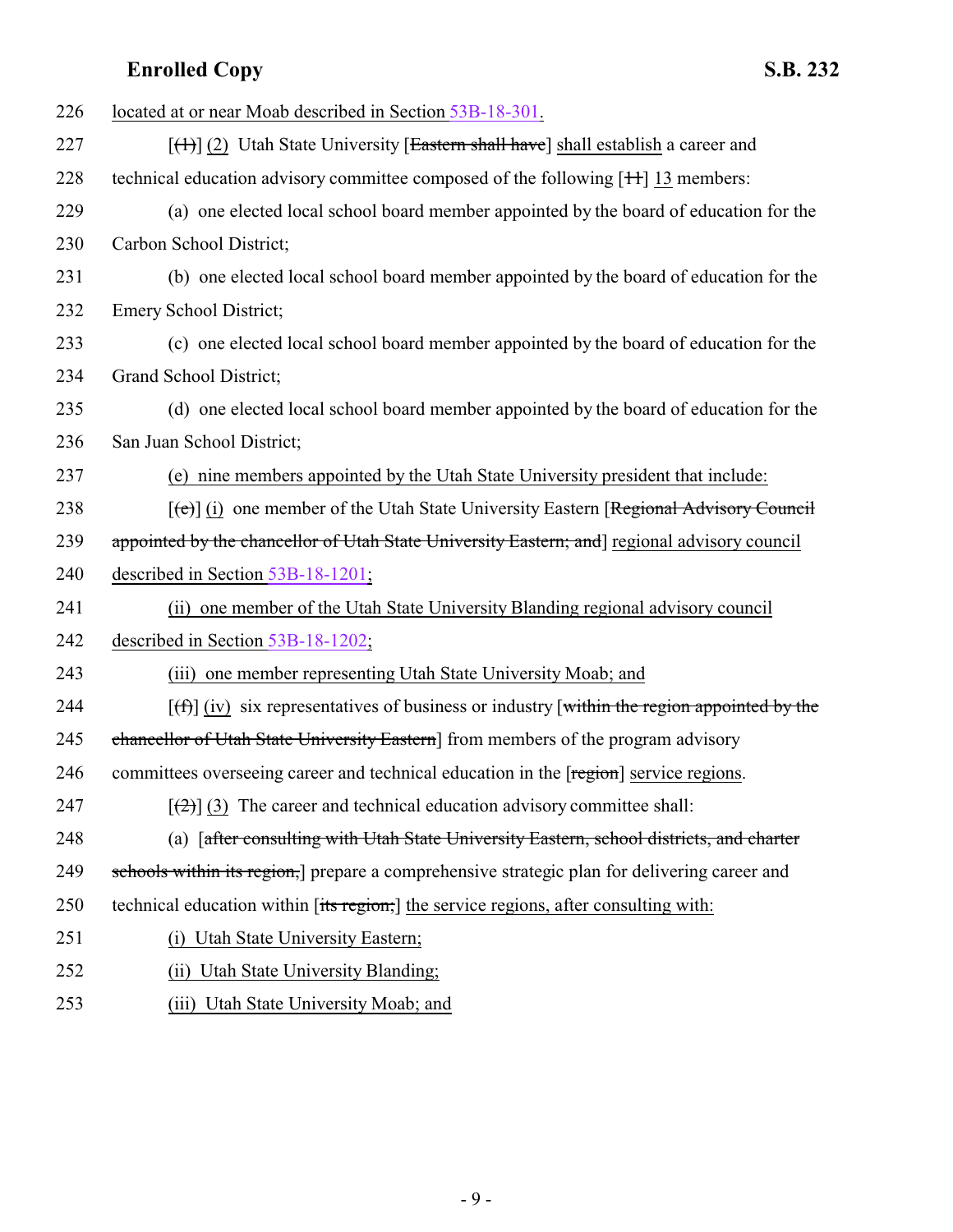226 located at or near Moab described in Section 53B-18-301.

227 [~~(1)~~] (2) Utah State University [~~Eastern shall have~~] shall establish a career and

228 technical education advisory committee composed of the following [~~11~~] 13 members:

229 (a) one elected local school board member appointed by the board of education for the

230 Carbon School District;

231 (b) one elected local school board member appointed by the board of education for the

232 Emery School District;

233 (c) one elected local school board member appointed by the board of education for the

234 Grand School District;

235 (d) one elected local school board member appointed by the board of education for the

236 San Juan School District;

237 (e) nine members appointed by the Utah State University president that include:

238 [~~(e)~~] (i) one member of the Utah State University Eastern [~~Regional Advisory Council~~

239 ~~appointed by the chancellor of Utah State University Eastern; and~~] regional advisory council

240 described in Section 53B-18-1201;

241 (ii) one member of the Utah State University Blanding regional advisory council

242 described in Section 53B-18-1202;

243 (iii) one member representing Utah State University Moab; and

244 [~~(f)~~] (iv) six representatives of business or industry [~~within the region appointed by the~~

245 ~~chancellor of Utah State University Eastern~~] from members of the program advisory

246 committees overseeing career and technical education in the [~~region~~] service regions.

247 [~~(2)~~] (3) The career and technical education advisory committee shall:

248 (a) [~~after consulting with Utah State University Eastern, school districts, and charter~~

249 ~~schools within its region,~~] prepare a comprehensive strategic plan for delivering career and

250 technical education within [~~its region;~~] the service regions, after consulting with:

251 (i) Utah State University Eastern;

252 (ii) Utah State University Blanding;

253 (iii) Utah State University Moab; and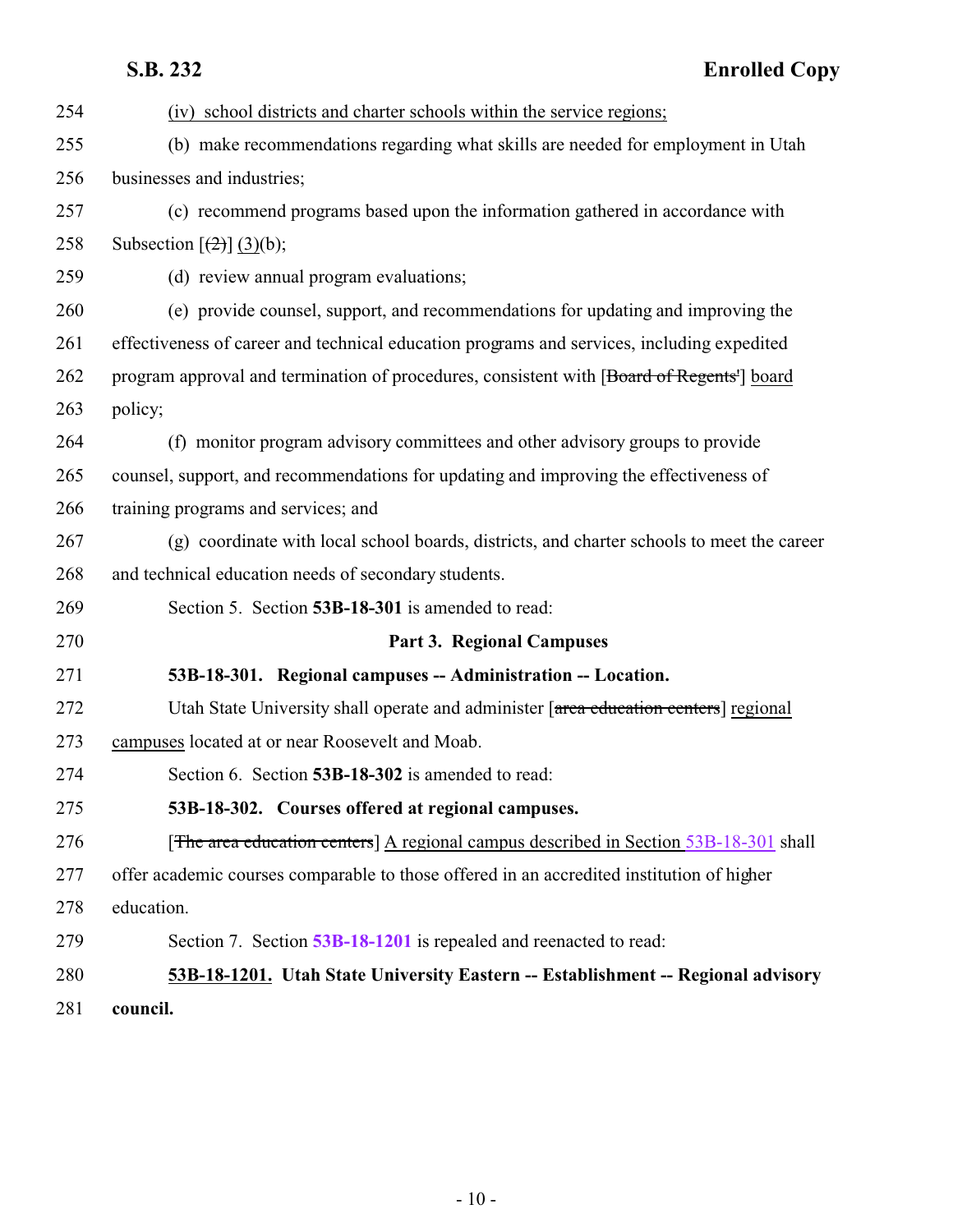(iv) school districts and charter schools within the service regions;

(b) make recommendations regarding what skills are needed for employment in Utah businesses and industries;

(c) recommend programs based upon the information gathered in accordance with Subsection [~~(2)~~] (3)(b);

(d) review annual program evaluations;

(e) provide counsel, support, and recommendations for updating and improving the effectiveness of career and technical education programs and services, including expedited program approval and termination of procedures, consistent with [~~Board of Regents'~~] board policy;

(f) monitor program advisory committees and other advisory groups to provide counsel, support, and recommendations for updating and improving the effectiveness of training programs and services; and

(g) coordinate with local school boards, districts, and charter schools to meet the career and technical education needs of secondary students.

Section 5. Section **53B-18-301** is amended to read:

**Part 3. Regional Campuses**

**53B-18-301. Regional campuses -- Administration -- Location.**

Utah State University shall operate and administer [~~area education centers~~] regional campuses located at or near Roosevelt and Moab.

Section 6. Section **53B-18-302** is amended to read:

**53B-18-302. Courses offered at regional campuses.**

[~~The area education centers~~] A regional campus described in Section 53B-18-301 shall offer academic courses comparable to those offered in an accredited institution of higher education.

Section 7. Section **53B-18-1201** is repealed and reenacted to read:

**53B-18-1201. Utah State University Eastern -- Establishment -- Regional advisory council.**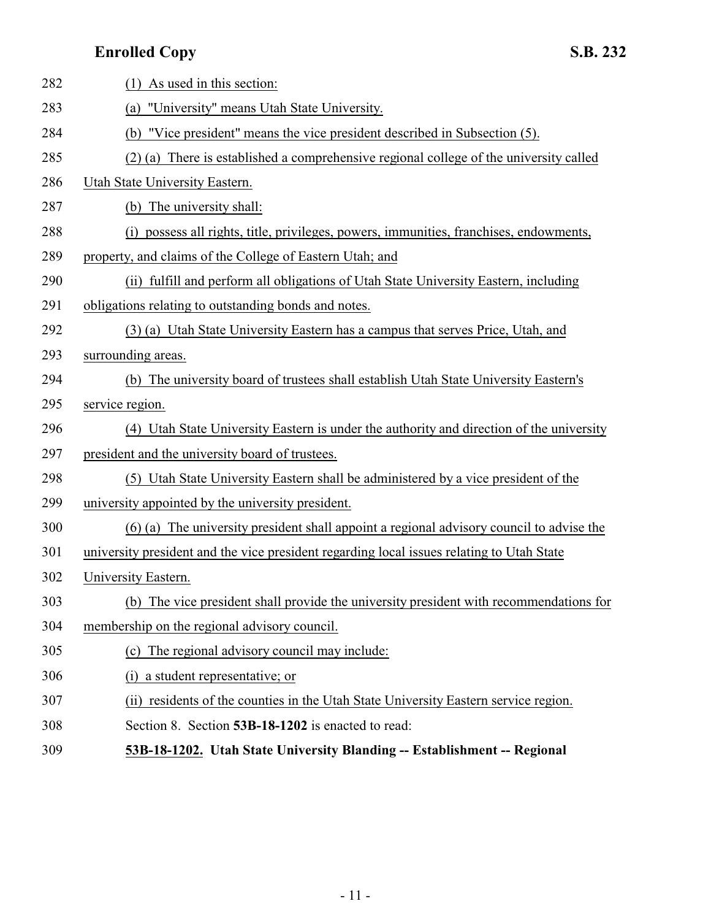(1) As used in this section:

(a) "University" means Utah State University.

(b) "Vice president" means the vice president described in Subsection (5).

(2) (a) There is established a comprehensive regional college of the university called Utah State University Eastern.

(b) The university shall:

(i) possess all rights, title, privileges, powers, immunities, franchises, endowments, property, and claims of the College of Eastern Utah; and

(ii) fulfill and perform all obligations of Utah State University Eastern, including obligations relating to outstanding bonds and notes.

(3) (a) Utah State University Eastern has a campus that serves Price, Utah, and surrounding areas.

(b) The university board of trustees shall establish Utah State University Eastern's service region.

(4) Utah State University Eastern is under the authority and direction of the university president and the university board of trustees.

(5) Utah State University Eastern shall be administered by a vice president of the university appointed by the university president.

(6) (a) The university president shall appoint a regional advisory council to advise the university president and the vice president regarding local issues relating to Utah State University Eastern.

(b) The vice president shall provide the university president with recommendations for membership on the regional advisory council.

(c) The regional advisory council may include:

(i) a student representative; or

(ii) residents of the counties in the Utah State University Eastern service region.

Section 8. Section **53B-18-1202** is enacted to read:

**53B-18-1202. Utah State University Blanding -- Establishment -- Regional**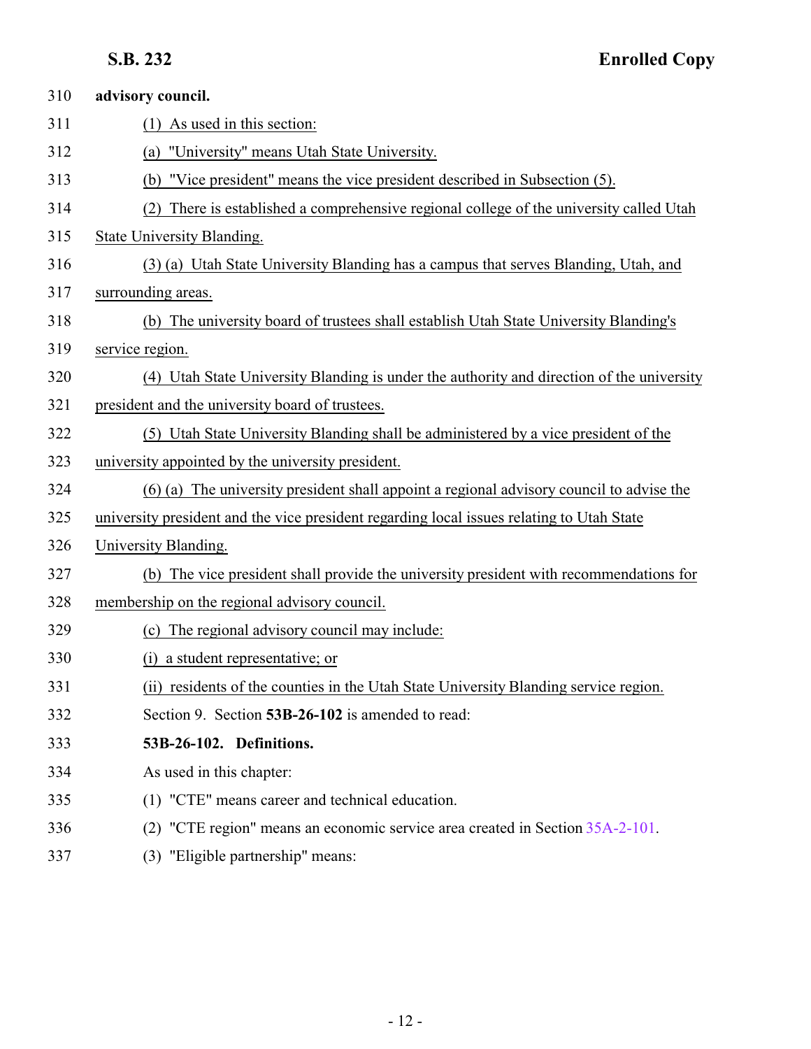**advisory council.**

(1) As used in this section:

(a) "University" means Utah State University.

(b) "Vice president" means the vice president described in Subsection (5).

(2) There is established a comprehensive regional college of the university called Utah State University Blanding.

(3) (a) Utah State University Blanding has a campus that serves Blanding, Utah, and surrounding areas.

(b) The university board of trustees shall establish Utah State University Blanding's service region.

(4) Utah State University Blanding is under the authority and direction of the university president and the university board of trustees.

(5) Utah State University Blanding shall be administered by a vice president of the university appointed by the university president.

(6) (a) The university president shall appoint a regional advisory council to advise the university president and the vice president regarding local issues relating to Utah State University Blanding.

(b) The vice president shall provide the university president with recommendations for membership on the regional advisory council.

(c) The regional advisory council may include:

(i) a student representative; or

(ii) residents of the counties in the Utah State University Blanding service region.

Section 9. Section **53B-26-102** is amended to read:

**53B-26-102. Definitions.**

As used in this chapter:

(1) "CTE" means career and technical education.

(2) "CTE region" means an economic service area created in Section 35A-2-101.

(3) "Eligible partnership" means: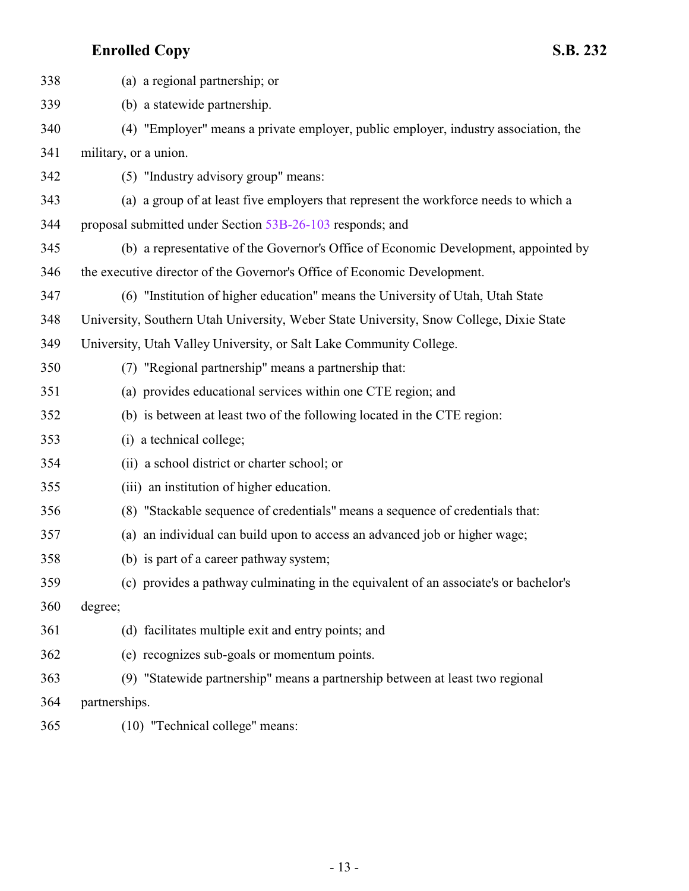(a) a regional partnership; or

(b) a statewide partnership.

(4) "Employer" means a private employer, public employer, industry association, the military, or a union.

(5) "Industry advisory group" means:

(a) a group of at least five employers that represent the workforce needs to which a proposal submitted under Section 53B-26-103 responds; and

(b) a representative of the Governor's Office of Economic Development, appointed by the executive director of the Governor's Office of Economic Development.

(6) "Institution of higher education" means the University of Utah, Utah State University, Southern Utah University, Weber State University, Snow College, Dixie State University, Utah Valley University, or Salt Lake Community College.

(7) "Regional partnership" means a partnership that:

(a) provides educational services within one CTE region; and

(b) is between at least two of the following located in the CTE region:

(i) a technical college;

(ii) a school district or charter school; or

(iii) an institution of higher education.

(8) "Stackable sequence of credentials" means a sequence of credentials that:

(a) an individual can build upon to access an advanced job or higher wage;

(b) is part of a career pathway system;

(c) provides a pathway culminating in the equivalent of an associate's or bachelor's degree;

(d) facilitates multiple exit and entry points; and

(e) recognizes sub-goals or momentum points.

(9) "Statewide partnership" means a partnership between at least two regional partnerships.

(10) "Technical college" means: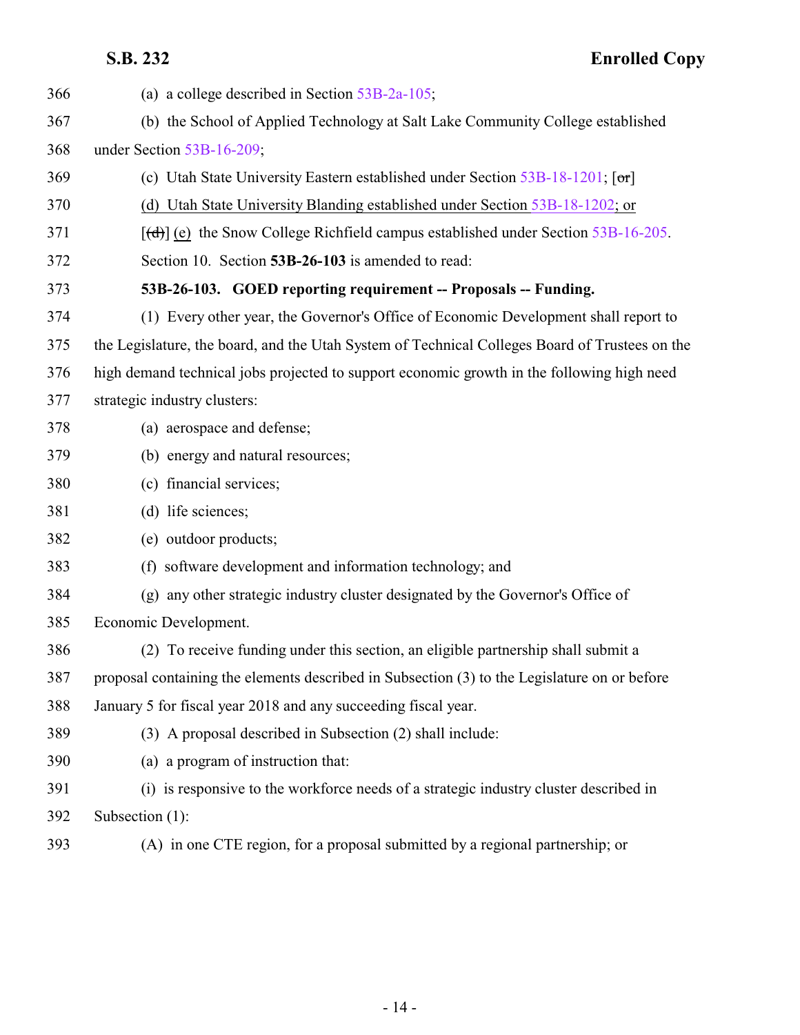(a) a college described in Section 53B-2a-105;

(b) the School of Applied Technology at Salt Lake Community College established under Section 53B-16-209;

(c) Utah State University Eastern established under Section 53B-18-1201; [~~or~~]

<u>(d) Utah State University Blanding established under Section 53B-18-1202; or</u>

[~~(d)~~] <u>(e)</u> the Snow College Richfield campus established under Section 53B-16-205.

Section 10. Section **53B-26-103** is amended to read:

**53B-26-103. GOED reporting requirement -- Proposals -- Funding.**

(1) Every other year, the Governor's Office of Economic Development shall report to the Legislature, the board, and the Utah System of Technical Colleges Board of Trustees on the high demand technical jobs projected to support economic growth in the following high need strategic industry clusters:

(a) aerospace and defense;

(b) energy and natural resources;

(c) financial services;

(d) life sciences;

(e) outdoor products;

(f) software development and information technology; and

(g) any other strategic industry cluster designated by the Governor's Office of Economic Development.

(2) To receive funding under this section, an eligible partnership shall submit a proposal containing the elements described in Subsection (3) to the Legislature on or before January 5 for fiscal year 2018 and any succeeding fiscal year.

(3) A proposal described in Subsection (2) shall include:

(a) a program of instruction that:

(i) is responsive to the workforce needs of a strategic industry cluster described in Subsection (1):

(A) in one CTE region, for a proposal submitted by a regional partnership; or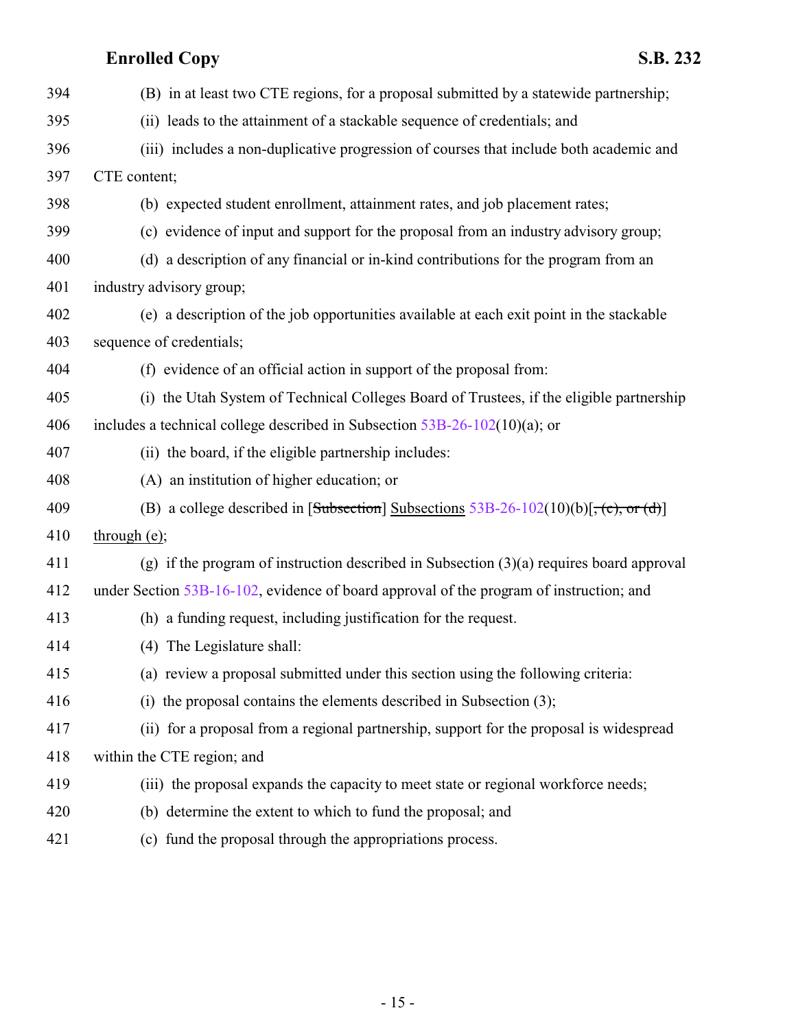(B) in at least two CTE regions, for a proposal submitted by a statewide partnership;

(ii) leads to the attainment of a stackable sequence of credentials; and

(iii) includes a non-duplicative progression of courses that include both academic and CTE content;

(b) expected student enrollment, attainment rates, and job placement rates;

(c) evidence of input and support for the proposal from an industry advisory group;

(d) a description of any financial or in-kind contributions for the program from an industry advisory group;

(e) a description of the job opportunities available at each exit point in the stackable sequence of credentials;

(f) evidence of an official action in support of the proposal from:

(i) the Utah System of Technical Colleges Board of Trustees, if the eligible partnership includes a technical college described in Subsection 53B-26-102(10)(a); or

(ii) the board, if the eligible partnership includes:

(A) an institution of higher education; or

(B) a college described in [~~Subsection~~] Subsections 53B-26-102(10)(b)[~~, (c), or (d)~~] through (e);

(g) if the program of instruction described in Subsection (3)(a) requires board approval under Section 53B-16-102, evidence of board approval of the program of instruction; and

(h) a funding request, including justification for the request.

(4) The Legislature shall:

(a) review a proposal submitted under this section using the following criteria:

(i) the proposal contains the elements described in Subsection (3);

(ii) for a proposal from a regional partnership, support for the proposal is widespread within the CTE region; and

(iii) the proposal expands the capacity to meet state or regional workforce needs;

(b) determine the extent to which to fund the proposal; and

(c) fund the proposal through the appropriations process.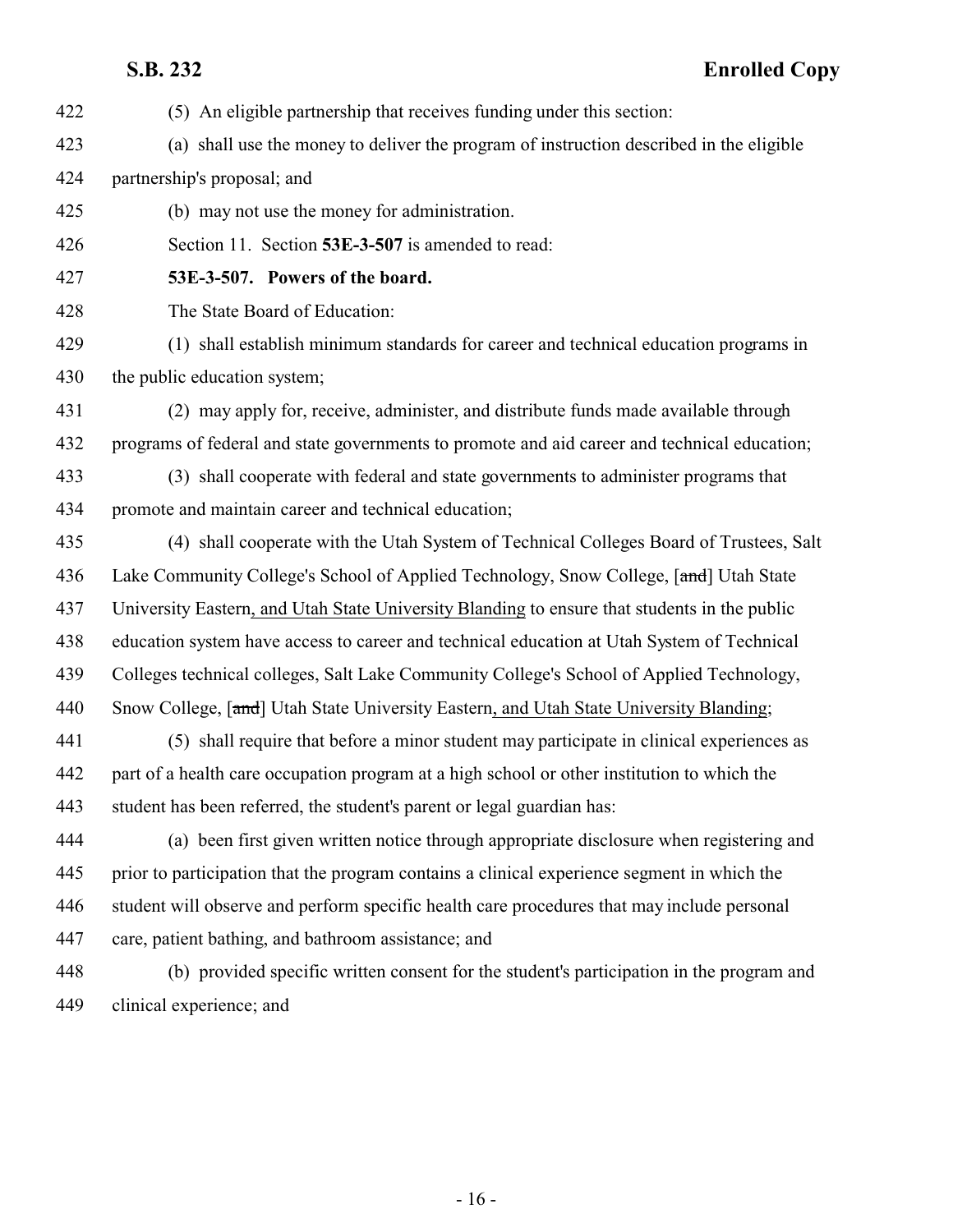(5) An eligible partnership that receives funding under this section:

(a) shall use the money to deliver the program of instruction described in the eligible partnership's proposal; and

(b) may not use the money for administration.

Section 11. Section **53E-3-507** is amended to read:

**53E-3-507. Powers of the board.**

The State Board of Education:

(1) shall establish minimum standards for career and technical education programs in the public education system;

(2) may apply for, receive, administer, and distribute funds made available through programs of federal and state governments to promote and aid career and technical education;

(3) shall cooperate with federal and state governments to administer programs that promote and maintain career and technical education;

(4) shall cooperate with the Utah System of Technical Colleges Board of Trustees, Salt Lake Community College's School of Applied Technology, Snow College, [~~and~~] Utah State University Eastern, and Utah State University Blanding to ensure that students in the public education system have access to career and technical education at Utah System of Technical Colleges technical colleges, Salt Lake Community College's School of Applied Technology, Snow College, [~~and~~] Utah State University Eastern, and Utah State University Blanding;

(5) shall require that before a minor student may participate in clinical experiences as part of a health care occupation program at a high school or other institution to which the student has been referred, the student's parent or legal guardian has:

(a) been first given written notice through appropriate disclosure when registering and prior to participation that the program contains a clinical experience segment in which the student will observe and perform specific health care procedures that may include personal care, patient bathing, and bathroom assistance; and

(b) provided specific written consent for the student's participation in the program and clinical experience; and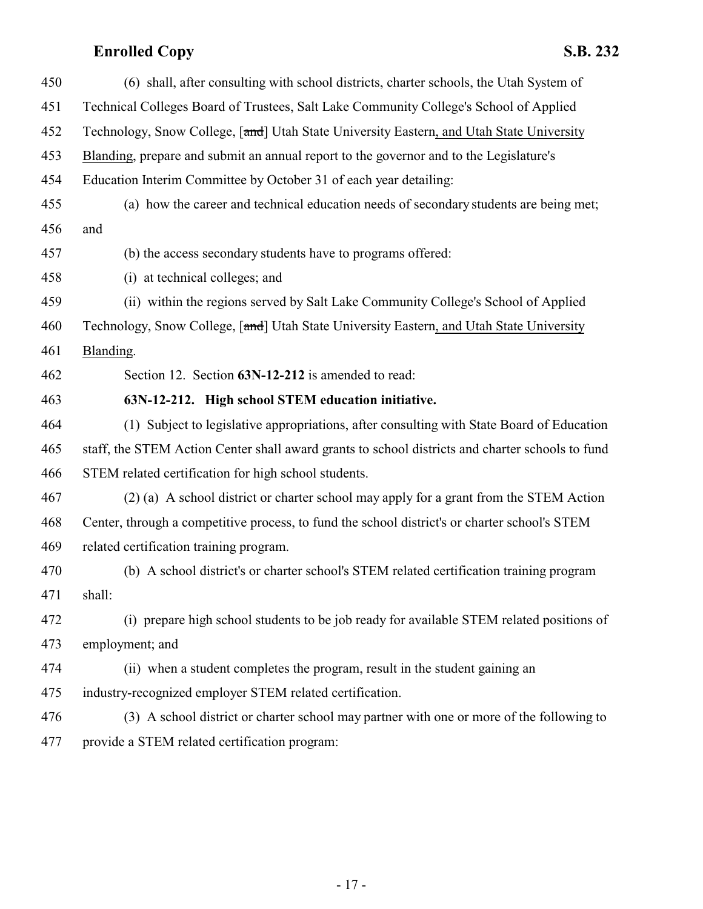(6) shall, after consulting with school districts, charter schools, the Utah System of Technical Colleges Board of Trustees, Salt Lake Community College's School of Applied Technology, Snow College, [~~and~~] Utah State University Eastern, and Utah State University Blanding, prepare and submit an annual report to the governor and to the Legislature's Education Interim Committee by October 31 of each year detailing:

(a) how the career and technical education needs of secondary students are being met; and

(b) the access secondary students have to programs offered:

(i) at technical colleges; and

(ii) within the regions served by Salt Lake Community College's School of Applied Technology, Snow College, [~~and~~] Utah State University Eastern, and Utah State University Blanding.

Section 12. Section **63N-12-212** is amended to read:

**63N-12-212. High school STEM education initiative.**

(1) Subject to legislative appropriations, after consulting with State Board of Education staff, the STEM Action Center shall award grants to school districts and charter schools to fund STEM related certification for high school students.

(2) (a) A school district or charter school may apply for a grant from the STEM Action Center, through a competitive process, to fund the school district's or charter school's STEM related certification training program.

(b) A school district's or charter school's STEM related certification training program shall:

(i) prepare high school students to be job ready for available STEM related positions of employment; and

(ii) when a student completes the program, result in the student gaining an industry-recognized employer STEM related certification.

(3) A school district or charter school may partner with one or more of the following to provide a STEM related certification program: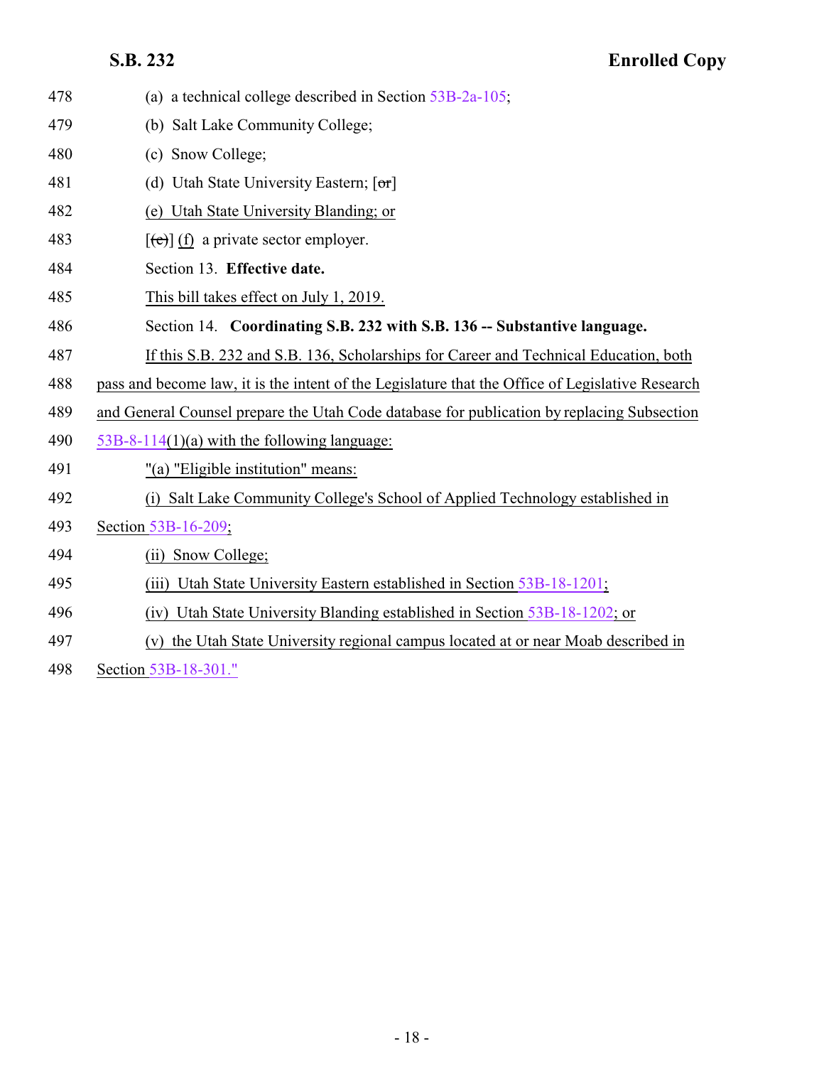478 (a) a technical college described in Section 53B-2a-105;

479 (b) Salt Lake Community College;

480 (c) Snow College;

481 (d) Utah State University Eastern; [~~or~~]

482 (e) Utah State University Blanding; or

483 [~~(e)~~] (f) a private sector employer.

484 Section 13. **Effective date.**

485 This bill takes effect on July 1, 2019.

486 Section 14. **Coordinating S.B. 232 with S.B. 136 -- Substantive language.**

487 If this S.B. 232 and S.B. 136, Scholarships for Career and Technical Education, both

488 pass and become law, it is the intent of the Legislature that the Office of Legislative Research

489 and General Counsel prepare the Utah Code database for publication by replacing Subsection

490 53B-8-114(1)(a) with the following language:

491 "(a) "Eligible institution" means:

492 (i) Salt Lake Community College's School of Applied Technology established in

493 Section 53B-16-209;

494 (ii) Snow College;

495 (iii) Utah State University Eastern established in Section 53B-18-1201;

496 (iv) Utah State University Blanding established in Section 53B-18-1202; or

497 (v) the Utah State University regional campus located at or near Moab described in

498 Section 53B-18-301."